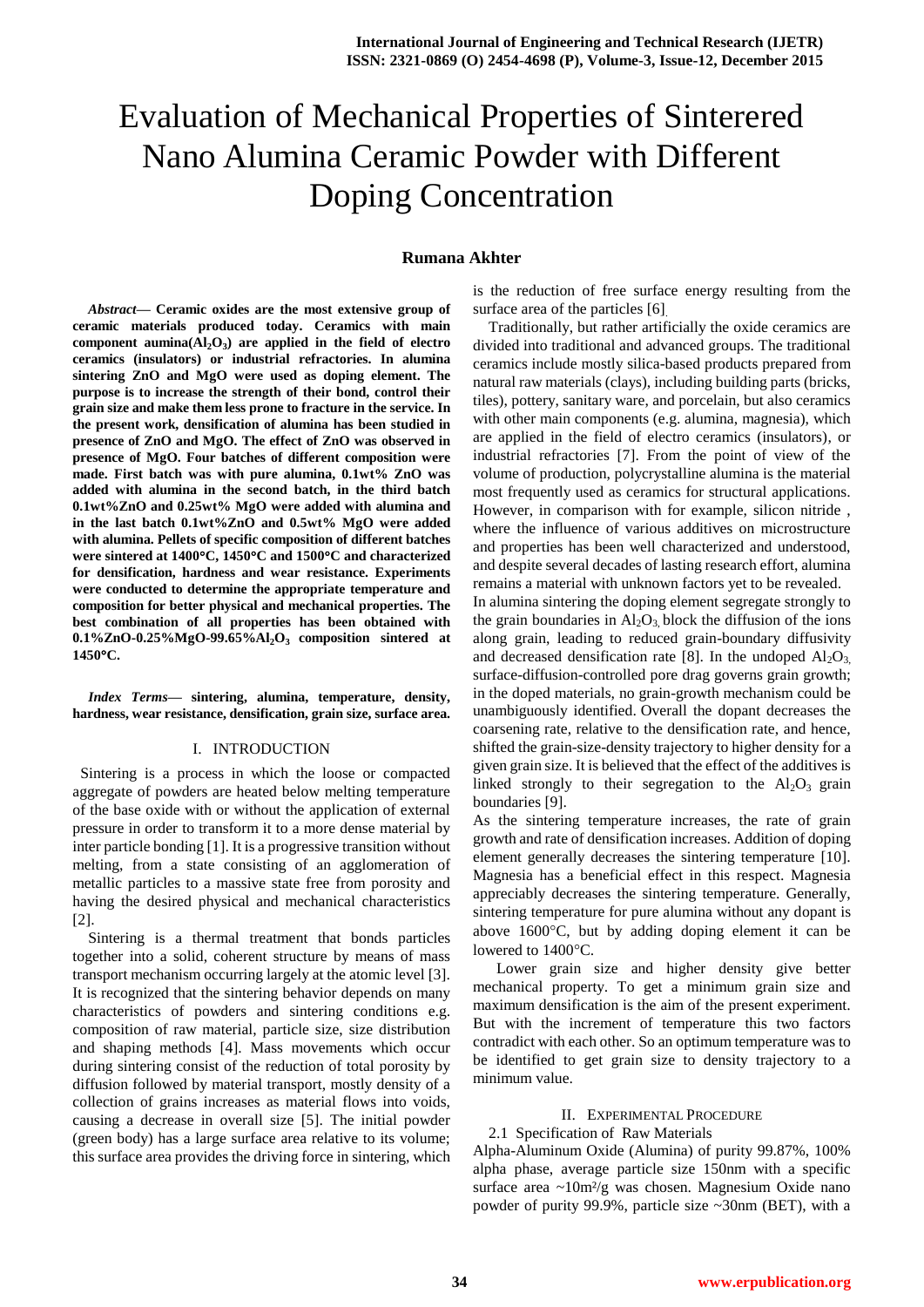# Evaluation of Mechanical Properties of Sinterered Nano Alumina Ceramic Powder with Different Doping Concentration

**Rumana Akhter**

***Abstract*— Ceramic oxides are the most extensive group of ceramic materials produced today. Ceramics with main component aumina($Al_2O_3$) are applied in the field of electro ceramics (insulators) or industrial refractories. In alumina sintering ZnO and MgO were used as doping element. The purpose is to increase the strength of their bond, control their grain size and make them less prone to fracture in the service. In the present work, densification of alumina has been studied in presence of ZnO and MgO. The effect of ZnO was observed in presence of MgO. Four batches of different composition were made. First batch was with pure alumina, 0.1wt% ZnO was added with alumina in the second batch, in the third batch 0.1wt%ZnO and 0.25wt% MgO were added with alumina and in the last batch 0.1wt%ZnO and 0.5wt% MgO were added with alumina. Pellets of specific composition of different batches were sintered at 1400°C, 1450°C and 1500°C and characterized for densification, hardness and wear resistance. Experiments were conducted to determine the appropriate temperature and composition for better physical and mechanical properties. The best combination of all properties has been obtained with 0.1%ZnO-0.25%MgO-99.65%$Al_2O_3$ composition sintered at 1450°C.**

***Index Terms*— sintering, alumina, temperature, density, hardness, wear resistance, densification, grain size, surface area.**

## I. INTRODUCTION

Sintering is a process in which the loose or compacted aggregate of powders are heated below melting temperature of the base oxide with or without the application of external pressure in order to transform it to a more dense material by inter particle bonding [1]. It is a progressive transition without melting, from a state consisting of an agglomeration of metallic particles to a massive state free from porosity and having the desired physical and mechanical characteristics [2].

Sintering is a thermal treatment that bonds particles together into a solid, coherent structure by means of mass transport mechanism occurring largely at the atomic level [3]. It is recognized that the sintering behavior depends on many characteristics of powders and sintering conditions e.g. composition of raw material, particle size, size distribution and shaping methods [4]. Mass movements which occur during sintering consist of the reduction of total porosity by diffusion followed by material transport, mostly density of a collection of grains increases as material flows into voids, causing a decrease in overall size [5]. The initial powder (green body) has a large surface area relative to its volume; this surface area provides the driving force in sintering, which is the reduction of free surface energy resulting from the surface area of the particles [6].

Traditionally, but rather artificially the oxide ceramics are divided into traditional and advanced groups. The traditional ceramics include mostly silica-based products prepared from natural raw materials (clays), including building parts (bricks, tiles), pottery, sanitary ware, and porcelain, but also ceramics with other main components (e.g. alumina, magnesia), which are applied in the field of electro ceramics (insulators), or industrial refractories [7]. From the point of view of the volume of production, polycrystalline alumina is the material most frequently used as ceramics for structural applications. However, in comparison with for example, silicon nitride , where the influence of various additives on microstructure and properties has been well characterized and understood, and despite several decades of lasting research effort, alumina remains a material with unknown factors yet to be revealed.

In alumina sintering the doping element segregate strongly to the grain boundaries in $Al_2O_3$, block the diffusion of the ions along grain, leading to reduced grain-boundary diffusivity and decreased densification rate [8]. In the undoped $Al_2O_3$, surface-diffusion-controlled pore drag governs grain growth; in the doped materials, no grain-growth mechanism could be unambiguously identified. Overall the dopant decreases the coarsening rate, relative to the densification rate, and hence, shifted the grain-size-density trajectory to higher density for a given grain size. It is believed that the effect of the additives is linked strongly to their segregation to the $Al_2O_3$ grain boundaries [9].

As the sintering temperature increases, the rate of grain growth and rate of densification increases. Addition of doping element generally decreases the sintering temperature [10]. Magnesia has a beneficial effect in this respect. Magnesia appreciably decreases the sintering temperature. Generally, sintering temperature for pure alumina without any dopant is above 1600°C, but by adding doping element it can be lowered to 1400°C.

Lower grain size and higher density give better mechanical property. To get a minimum grain size and maximum densification is the aim of the present experiment. But with the increment of temperature this two factors contradict with each other. So an optimum temperature was to be identified to get grain size to density trajectory to a minimum value.

## II. EXPERIMENTAL PROCEDURE

### 2.1 Specification of Raw Materials

Alpha-Aluminum Oxide (Alumina) of purity 99.87%, 100% alpha phase, average particle size 150nm with a specific surface area ~10m²/g was chosen. Magnesium Oxide nano powder of purity 99.9%, particle size ~30nm (BET), with a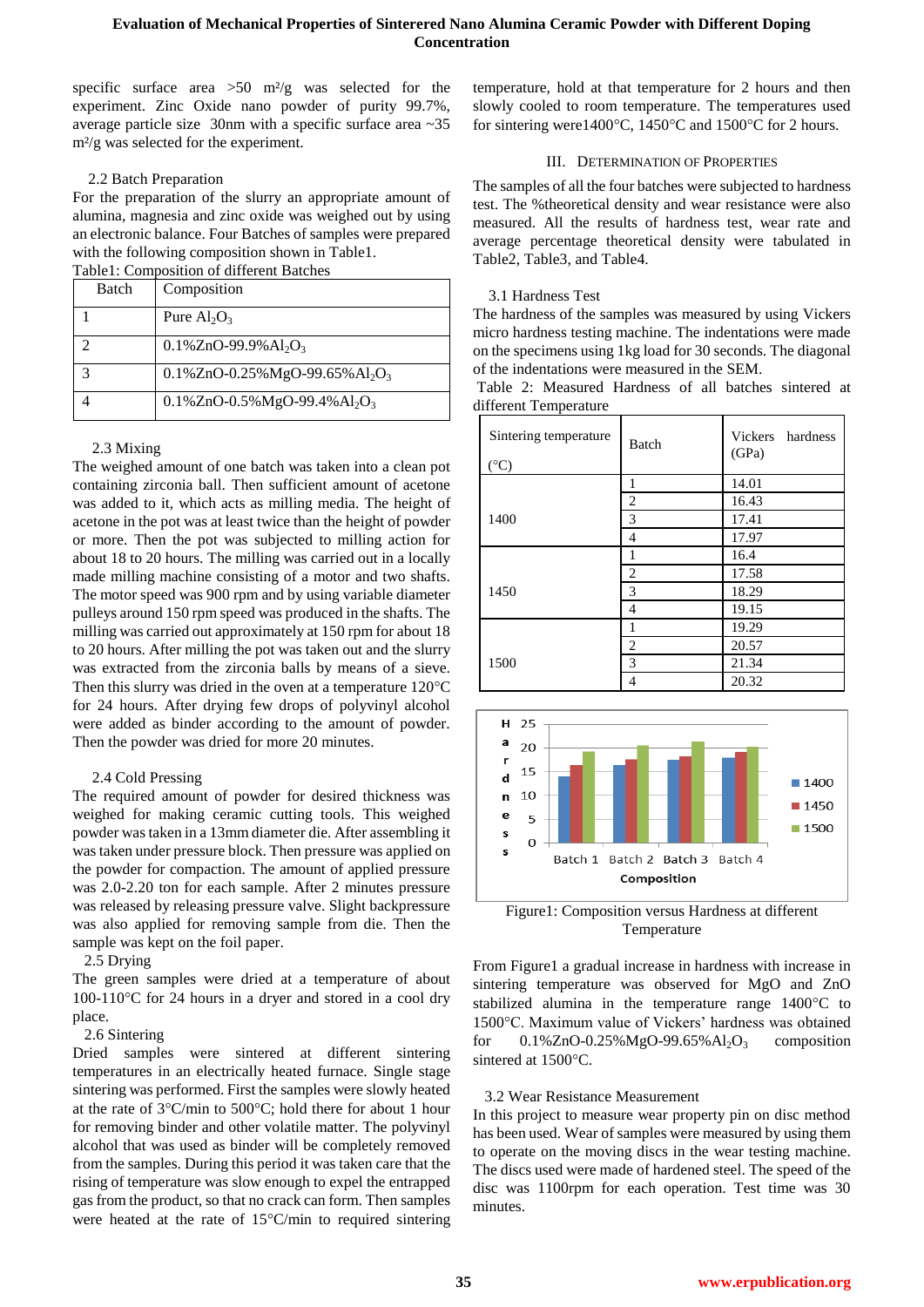specific surface area >50 m²/g was selected for the experiment. Zinc Oxide nano powder of purity 99.7%, average particle size 30nm with a specific surface area ~35 m²/g was selected for the experiment.

### 2.2 Batch Preparation

For the preparation of the slurry an appropriate amount of alumina, magnesia and zinc oxide was weighed out by using an electronic balance. Four Batches of samples were prepared with the following composition shown in Table1.

Table1: Composition of different Batches

| Batch | Composition |
|---|---|
| 1 | Pure $Al_2O_3$ |
| 2 | 0.1%ZnO-99.9%$Al_2O_3$ |
| 3 | 0.1%ZnO-0.25%MgO-99.65%$Al_2O_3$ |
| 4 | 0.1%ZnO-0.5%MgO-99.4%$Al_2O_3$ |

### 2.3 Mixing

The weighed amount of one batch was taken into a clean pot containing zirconia ball. Then sufficient amount of acetone was added to it, which acts as milling media. The height of acetone in the pot was at least twice than the height of powder or more. Then the pot was subjected to milling action for about 18 to 20 hours. The milling was carried out in a locally made milling machine consisting of a motor and two shafts. The motor speed was 900 rpm and by using variable diameter pulleys around 150 rpm speed was produced in the shafts. The milling was carried out approximately at 150 rpm for about 18 to 20 hours. After milling the pot was taken out and the slurry was extracted from the zirconia balls by means of a sieve. Then this slurry was dried in the oven at a temperature 120°C for 24 hours. After drying few drops of polyvinyl alcohol were added as binder according to the amount of powder. Then the powder was dried for more 20 minutes.

### 2.4 Cold Pressing

The required amount of powder for desired thickness was weighed for making ceramic cutting tools. This weighed powder was taken in a 13mm diameter die. After assembling it it was taken under pressure block. Then pressure was applied on the powder for compaction. The amount of applied pressure was 2.0-2.20 ton for each sample. After 2 minutes pressure was released by releasing pressure valve. Slight backpressure was also applied for removing sample from die. Then the sample was kept on the foil paper.

### 2.5 Drying

The green samples were dried at a temperature of about 100-110°C for 24 hours in a dryer and stored in a cool dry place.

### 2.6 Sintering

Dried samples were sintered at different sintering temperatures in an electrically heated furnace. Single stage sintering was performed. First the samples were slowly heated at the rate of 3°C/min to 500°C; hold there for about 1 hour for removing binder and other volatile matter. The polyvinyl alcohol that was used as binder will be completely removed from the samples. During this period it was taken care that the rising of temperature was slow enough to expel the entrapped gas from the product, so that no crack can form. Then samples were heated at the rate of 15°C/min to required sintering temperature, hold at that temperature for 2 hours and then slowly cooled to room temperature. The temperatures used for sintering were1400°C, 1450°C and 1500°C for 2 hours.

## III. Determination of Properties

The samples of all the four batches were subjected to hardness test. The %theoretical density and wear resistance were also measured. All the results of hardness test, wear rate and average percentage theoretical density were tabulated in Table2, Table3, and Table4.

### 3.1 Hardness Test

The hardness of the samples was measured by using Vickers micro hardness testing machine. The indentations were made on the specimens using 1kg load for 30 seconds. The diagonal of the indentations were measured in the SEM.

Table 2: Measured Hardness of all batches sintered at different Temperature

| Sintering temperature (°C) | Batch | Vickers hardness (GPa) |
|---|---|---|
| 1400 | 1 | 14.01 |
| | 2 | 16.43 |
| | 3 | 17.41 |
| | 4 | 17.97 |
| 1450 | 1 | 16.4 |
| | 2 | 17.58 |
| | 3 | 18.29 |
| | 4 | 19.15 |
| 1500 | 1 | 19.29 |
| | 2 | 20.57 |
| | 3 | 21.34 |
| | 4 | 20.32 |

Figure1: Composition versus Hardness at different Temperature

From Figure1 a gradual increase in hardness with increase in sintering temperature was observed for MgO and ZnO stabilized alumina in the temperature range 1400°C to 1500°C. Maximum value of Vickers' hardness was obtained for 0.1%ZnO-0.25%MgO-99.65%$Al_2O_3$ composition sintered at 1500°C.

### 3.2 Wear Resistance Measurement

In this project to measure wear property pin on disc method has been used. Wear of samples were measured by using them to operate on the moving discs in the wear testing machine. The discs used were made of hardened steel. The speed of the disc was 1100rpm for each operation. Test time was 30 minutes.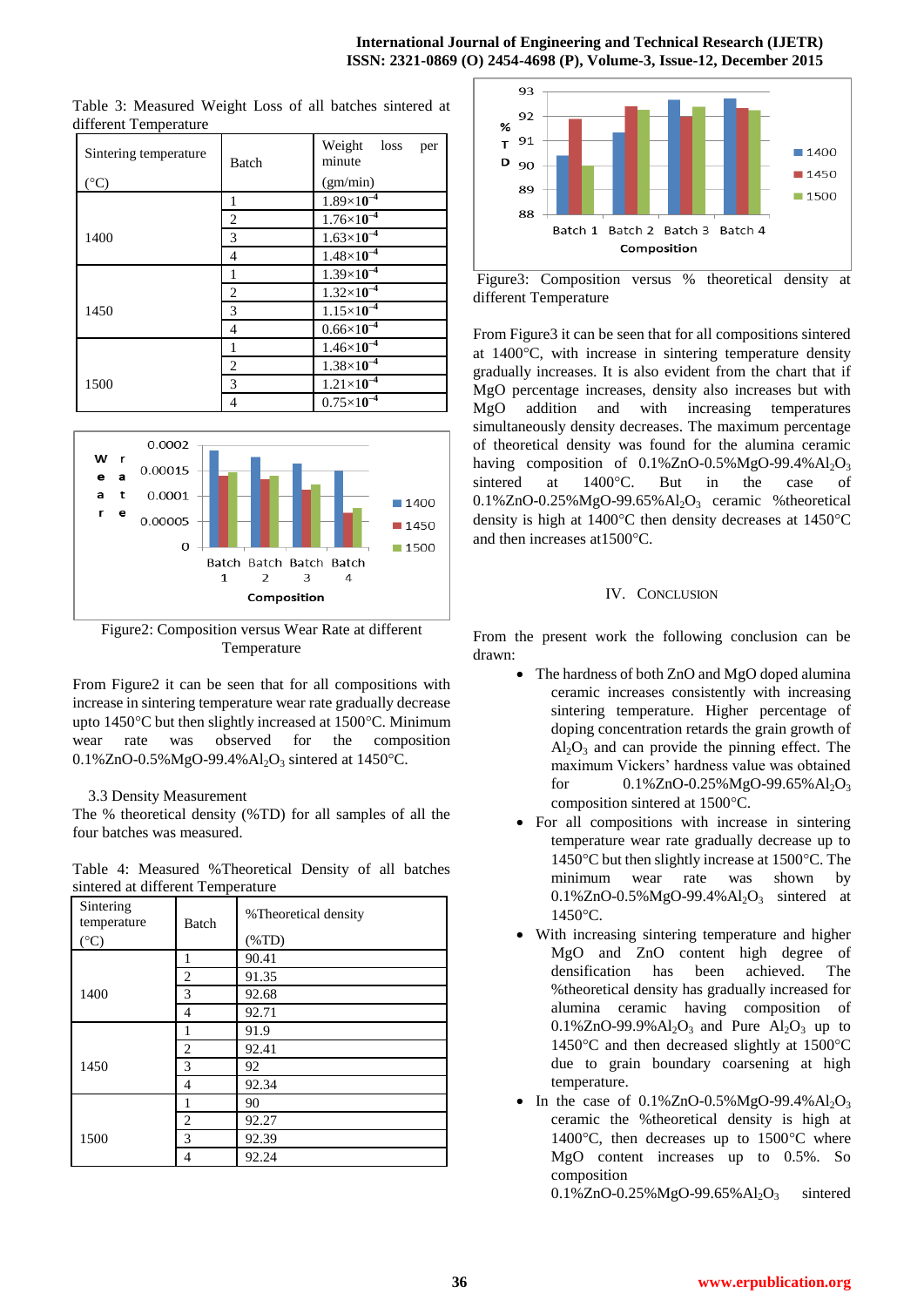Table 3: Measured Weight Loss of all batches sintered at different Temperature

| Sintering temperature (°C) | Batch | Weight loss per minute (gm/min) |
|---|---|---|
| 1400 | 1 | $1.89\times10^{-4}$ |
| | 2 | $1.76\times10^{-4}$ |
| | 3 | $1.63\times10^{-4}$ |
| | 4 | $1.48\times10^{-4}$ |
| 1450 | 1 | $1.39\times10^{-4}$ |
| | 2 | $1.32\times10^{-4}$ |
| | 3 | $1.15\times10^{-4}$ |
| | 4 | $0.66\times10^{-4}$ |
| 1500 | 1 | $1.46\times10^{-4}$ |
| | 2 | $1.38\times10^{-4}$ |
| | 3 | $1.21\times10^{-4}$ |
| | 4 | $0.75\times10^{-4}$ |

Figure2: Composition versus Wear Rate at different Temperature

From Figure2 it can be seen that for all compositions with increase in sintering temperature wear rate gradually decrease upto 1450°C but then slightly increased at 1500°C. Minimum wear rate was observed for the composition 0.1%ZnO-0.5%MgO-99.4%$Al_2O_3$ sintered at 1450°C.

### 3.3 Density Measurement

The % theoretical density (%TD) for all samples of all the four batches was measured.

Table 4: Measured %Theoretical Density of all batches sintered at different Temperature

| Sintering temperature (°C) | Batch | %Theoretical density (%TD) |
|---|---|---|
| 1400 | 1 | 90.41 |
| | 2 | 91.35 |
| | 3 | 92.68 |
| | 4 | 92.71 |
| 1450 | 1 | 91.9 |
| | 2 | 92.41 |
| | 3 | 92 |
| | 4 | 92.34 |
| 1500 | 1 | 90 |
| | 2 | 92.27 |
| | 3 | 92.39 |
| | 4 | 92.24 |

Figure3: Composition versus % theoretical density at different Temperature

From Figure3 it can be seen that for all compositions sintered at 1400°C, with increase in sintering temperature density gradually increases. It is also evident from the chart that if MgO percentage increases, density also increases but with MgO addition and with increasing temperatures simultaneously density decreases. The maximum percentage of theoretical density was found for the alumina ceramic having composition of 0.1%ZnO-0.5%MgO-99.4%$Al_2O_3$ sintered at 1400°C. But in the case of 0.1%ZnO-0.25%MgO-99.65%$Al_2O_3$ ceramic %theoretical density is high at 1400°C then density decreases at 1450°C and then increases at1500°C.

## IV. CONCLUSION

From the present work the following conclusion can be drawn:

- The hardness of both ZnO and MgO doped alumina ceramic increases consistently with increasing sintering temperature. Higher percentage of doping concentration retards the grain growth of $Al_2O_3$ and can provide the pinning effect. The maximum Vickers' hardness value was obtained for 0.1%ZnO-0.25%MgO-99.65%$Al_2O_3$ composition sintered at 1500°C.
- For all compositions with increase in sintering temperature wear rate gradually decrease up to 1450°C but then slightly increase at 1500°C. The minimum wear rate was shown by 0.1%ZnO-0.5%MgO-99.4%$Al_2O_3$ sintered at 1450°C.
- With increasing sintering temperature and higher MgO and ZnO content high degree of densification has been achieved. The %theoretical density has gradually increased for alumina ceramic having composition of 0.1%ZnO-99.9%$Al_2O_3$ and Pure $Al_2O_3$ up to 1450°C and then decreased slightly at 1500°C due to grain boundary coarsening at high temperature.
- In the case of 0.1%ZnO-0.5%MgO-99.4%$Al_2O_3$ ceramic the %theoretical density is high at 1400°C, then decreases up to 1500°C where MgO content increases up to 0.5%. So composition 0.1%ZnO-0.25%MgO-99.65%$Al_2O_3$ sintered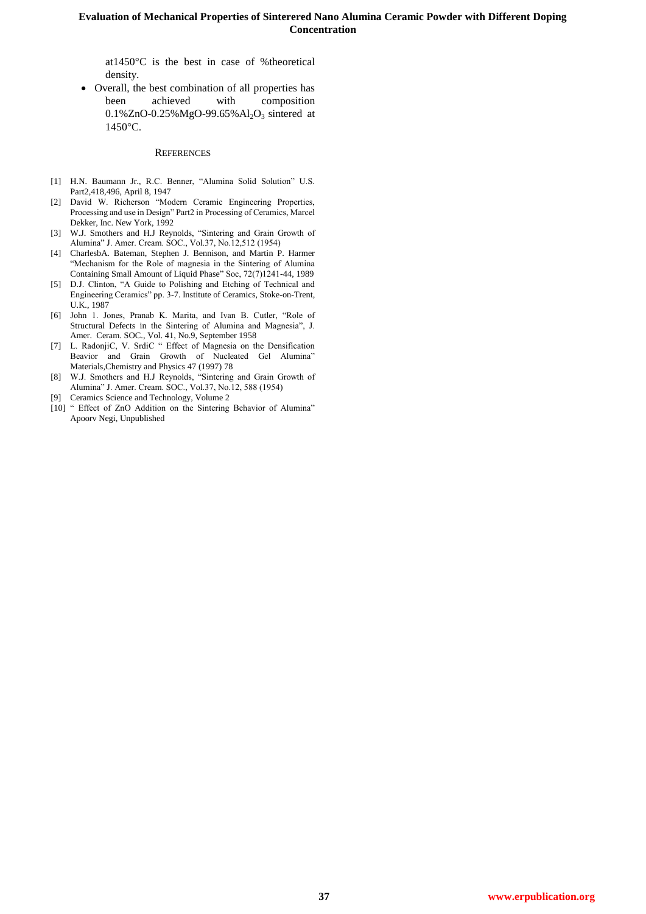at1450°C is the best in case of %theoretical density.

- Overall, the best combination of all properties has been achieved with composition 0.1%ZnO-0.25%MgO-99.65%$Al_2O_3$ sintered at 1450°C.

## REFERENCES

[1] H.N. Baumann Jr., R.C. Benner, "Alumina Solid Solution" U.S. Part2,418,496, April 8, 1947

[2] David W. Richerson "Modern Ceramic Engineering Properties, Processing and use in Design" Part2 in Processing of Ceramics, Marcel Dekker, Inc. New York, 1992

[3] W.J. Smothers and H.J Reynolds, "Sintering and Grain Growth of Alumina" J. Amer. Cream. SOC., Vol.37, No.12,512 (1954)

[4] CharlesbA. Bateman, Stephen J. Bennison, and Martin P. Harmer "Mechanism for the Role of magnesia in the Sintering of Alumina Containing Small Amount of Liquid Phase" Soc, 72(7)1241-44, 1989

[5] D.J. Clinton, "A Guide to Polishing and Etching of Technical and Engineering Ceramics" pp. 3-7. Institute of Ceramics, Stoke-on-Trent, U.K., 1987

[6] John 1. Jones, Pranab K. Marita, and Ivan B. Cutler, "Role of Structural Defects in the Sintering of Alumina and Magnesia", J. Amer. Ceram. SOC., Vol. 41, No.9, September 1958

[7] L. RadonjiC, V. SrdiC " Effect of Magnesia on the Densification Beavior and Grain Growth of Nucleated Gel Alumina" Materials,Chemistry and Physics 47 (1997) 78

[8] W.J. Smothers and H.J Reynolds, "Sintering and Grain Growth of Alumina" J. Amer. Cream. SOC., Vol.37, No.12, 588 (1954)

[9] Ceramics Science and Technology, Volume 2

[10] " Effect of ZnO Addition on the Sintering Behavior of Alumina" Apoorv Negi, Unpublished